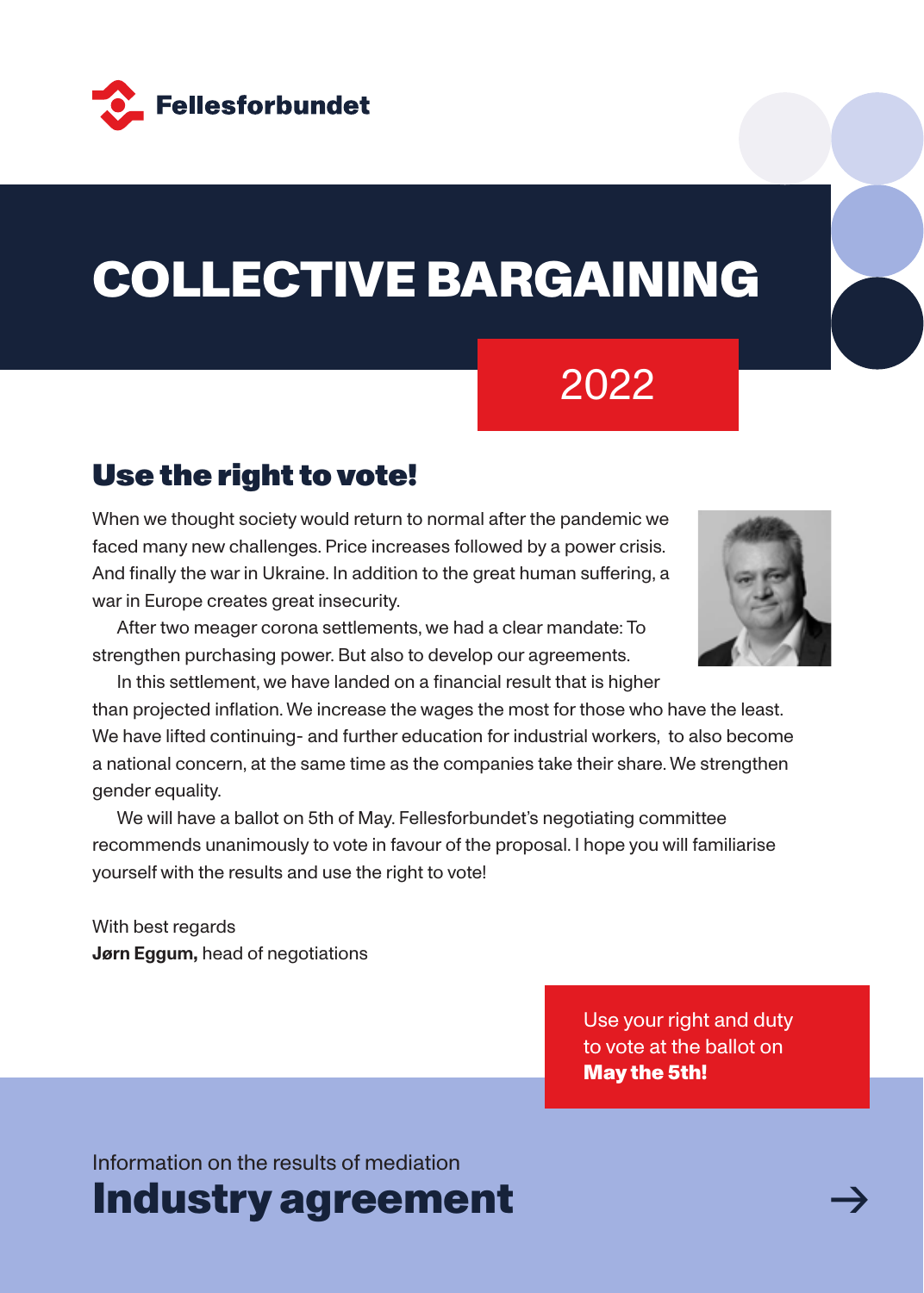Fellesforbundet

# COLLECTIVE BARGAINING

2022

## Use the right to vote!

When we thought society would return to normal after the pandemic we faced many new challenges. Price increases followed by a power crisis. And finally the war in Ukraine. In addition to the great human suffering, a war in Europe creates great insecurity.

After two meager corona settlements, we had a clear mandate: To strengthen purchasing power. But also to develop our agreements.

In this settlement, we have landed on a financial result that is higher than projected inflation. We increase the wages the most for those who have the least. We have lifted continuing- and further education for industrial workers, to also become a national concern, at the same time as the companies take their share. We strengthen gender equality.

We will have a ballot on 5th of May. Fellesforbundet's negotiating committee recommends unanimously to vote in favour of the proposal. I hope you will familiarise yourself with the results and use the right to vote!

With best regards
**Jørn Eggum,** head of negotiations

Use your right and duty to vote at the ballot on **May the 5th!**

Information on the results of mediation

# Industry agreement

→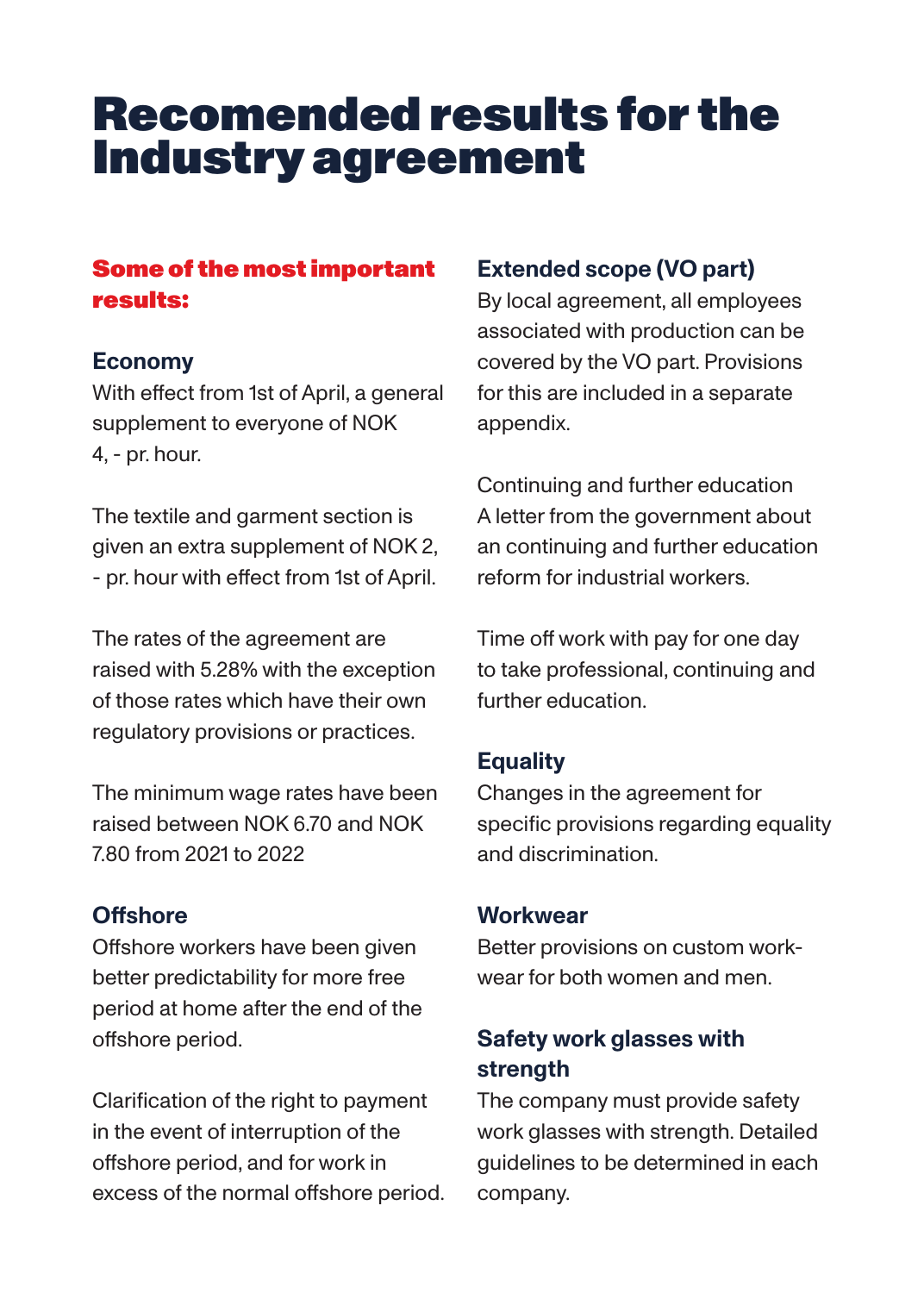# Recomended results for the Industry agreement

**Some of the most importance results:**

### Economy

With effect from 1st of April, a general supplement to everyone of NOK 4, - pr. hour.

The textile and garment section is given an extra supplement of NOK 2, - pr. hour with effect from 1st of April.

The rates of the agreement are raised with 5.28% with the exception of those rates which have their own regulatory provisions or practices.

The minimum wage rates have been raised between NOK 6.70 and NOK 7.80 from 2021 to 2022

### Offshore

Offshore workers have been given better predictability for more free period at home after the end of the offshore period.

Clarification of the right to payment in the event of interruption of the offshore period, and for work in excess of the normal offshore period.

### Extended scope (VO part)

By local agreement, all employees associated with production can be covered by the VO part. Provisions for this are included in a separate appendix.

Continuing and further education
A letter from the government about an continuing and further education reform for industrial workers.

Time off work with pay for one day to take professional, continuing and further education.

### Equality

Changes in the agreement for specific provisions regarding equality and discrimination.

### Workwear

Better provisions on custom work-wear for both women and men.

### Safety work glasses with strength

The company must provide safety work glasses with strength. Detailed guidelines to be determined in each company.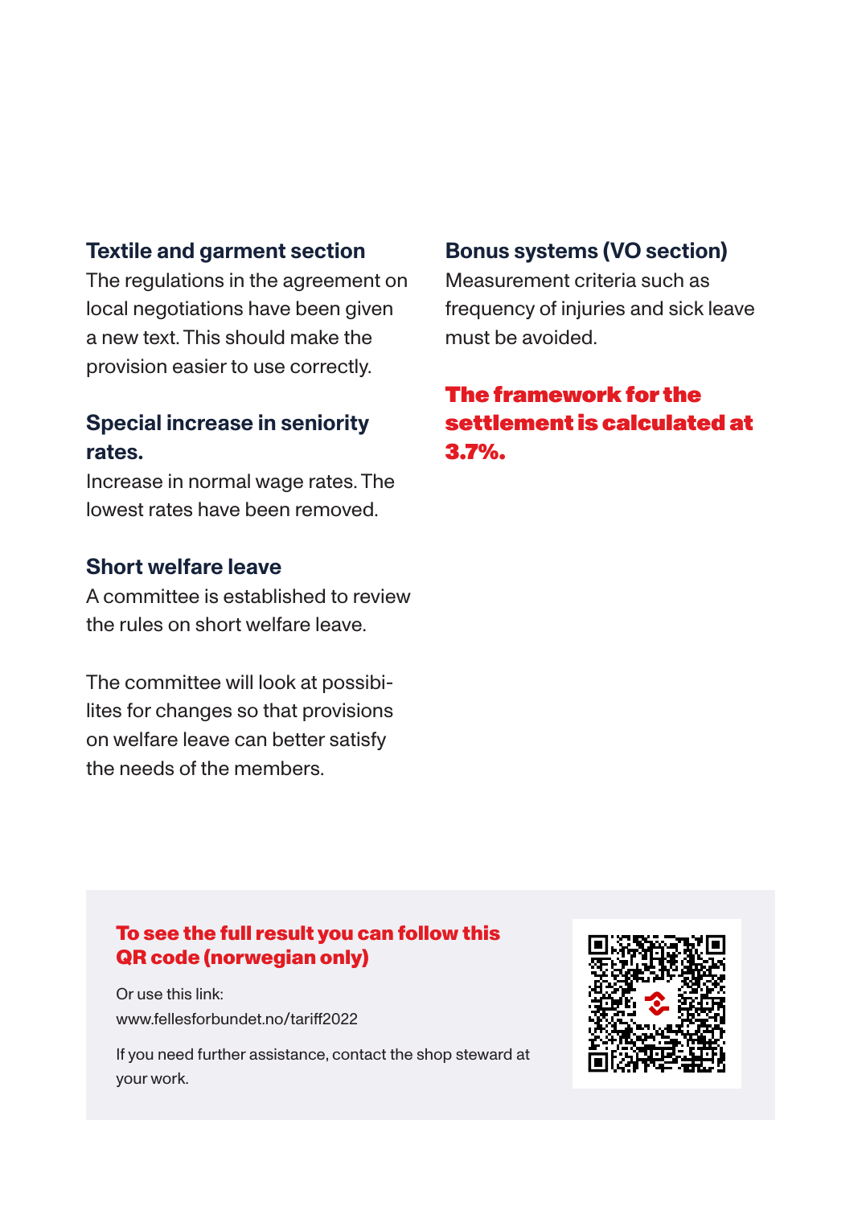### Textile and garment section

The regulations in the agreement on local negotiations have been given a new text. This should make the provision easier to use correctly.

### Special increase in seniority rates.

Increase in normal wage rates. The lowest rates have been removed.

### Short welfare leave

A committee is established to review the rules on short welfare leave.

The committee will look at possibilites for changes so that provisions on welfare leave can better satisfy the needs of the members.

### Bonus systems (VO section)

Measurement criteria such as frequency of injuries and sick leave must be avoided.

**The framework for the settlement is calculated at 3.7%.**

**To see the full result you can follow this QR code (norwegian only)**

Or use this link:
www.fellesforbundet.no/tariff2022

If you need further assistance, contact the shop steward at your work.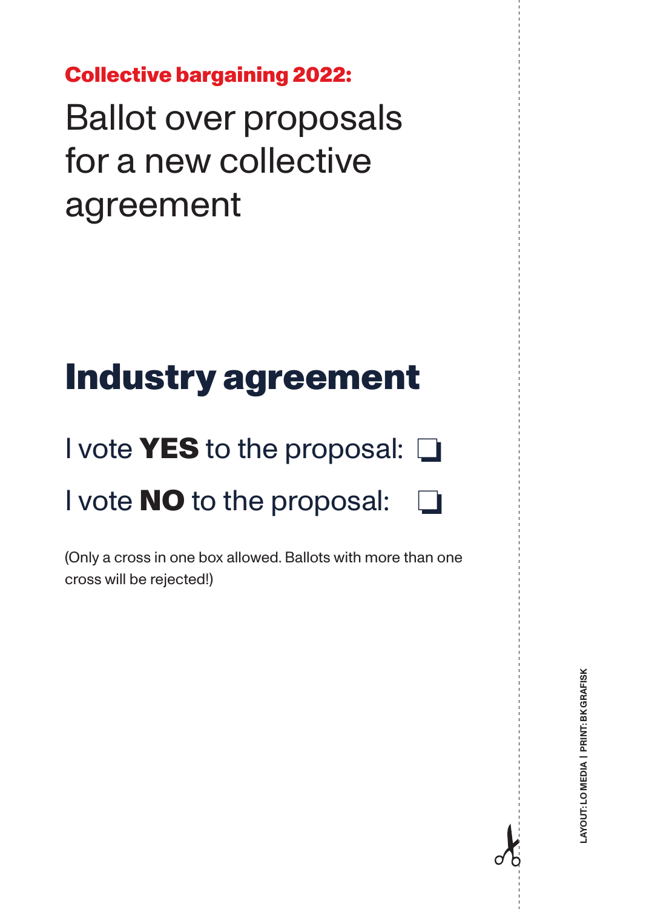**Collective bargaining 2022:**

# Ballot over proposals for a new collective agreement

## Industry agreement

I vote **YES** to the proposal: ❑

I vote **NO** to the proposal: ❑

(Only a cross in one box allowed. Ballots with more than one cross will be rejected!)

LAYOUT: LO MEDIA | PRINT: BK GRAFISK